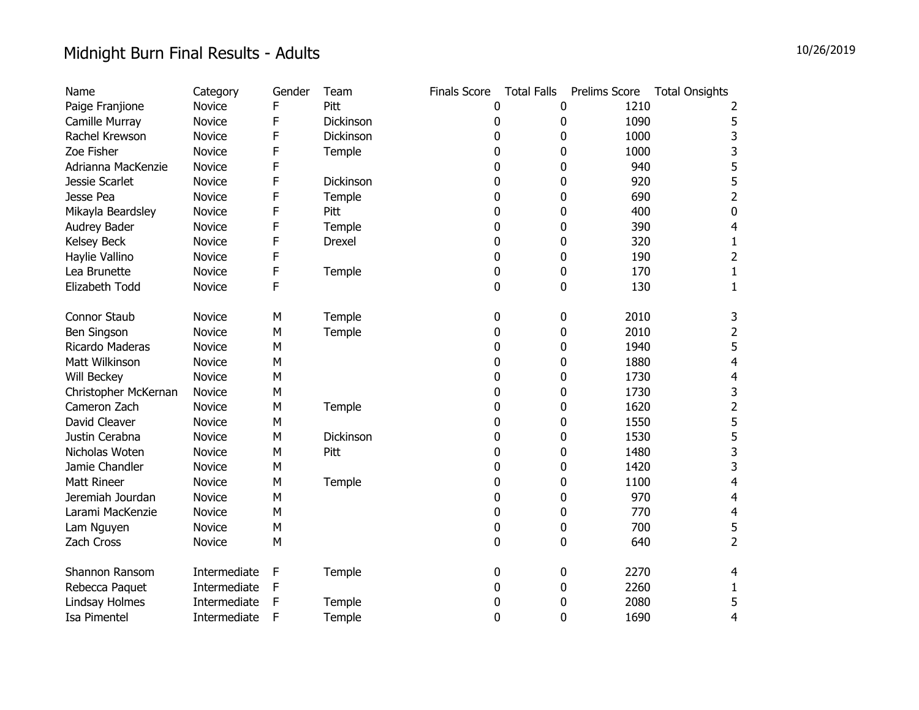# Midnight Burn Final Results - Adults

10/26/2019

| Name | Category | Gender | Team | Finals Score | Total Falls | Prelims Score | Total Onsights |
|---|---|---|---|---|---|---|---|
| Paige Franjione | Novice | F | Pitt | 0 | 0 | 1210 | 2 |
| Camille Murray | Novice | F | Dickinson | 0 | 0 | 1090 | 5 |
| Rachel Krewson | Novice | F | Dickinson | 0 | 0 | 1000 | 3 |
| Zoe Fisher | Novice | F | Temple | 0 | 0 | 1000 | 3 |
| Adrianna MacKenzie | Novice | F | | 0 | 0 | 940 | 5 |
| Jessie Scarlet | Novice | F | Dickinson | 0 | 0 | 920 | 5 |
| Jesse Pea | Novice | F | Temple | 0 | 0 | 690 | 2 |
| Mikayla Beardsley | Novice | F | Pitt | 0 | 0 | 400 | 0 |
| Audrey Bader | Novice | F | Temple | 0 | 0 | 390 | 4 |
| Kelsey Beck | Novice | F | Drexel | 0 | 0 | 320 | 1 |
| Haylie Vallino | Novice | F | | 0 | 0 | 190 | 2 |
| Lea Brunette | Novice | F | Temple | 0 | 0 | 170 | 1 |
| Elizabeth Todd | Novice | F | | 0 | 0 | 130 | 1 |
| | | | | | | | |
| Connor Staub | Novice | M | Temple | 0 | 0 | 2010 | 3 |
| Ben Singson | Novice | M | Temple | 0 | 0 | 2010 | 2 |
| Ricardo Maderas | Novice | M | | 0 | 0 | 1940 | 5 |
| Matt Wilkinson | Novice | M | | 0 | 0 | 1880 | 4 |
| Will Beckey | Novice | M | | 0 | 0 | 1730 | 4 |
| Christopher McKernan | Novice | M | | 0 | 0 | 1730 | 3 |
| Cameron Zach | Novice | M | Temple | 0 | 0 | 1620 | 2 |
| David Cleaver | Novice | M | | 0 | 0 | 1550 | 5 |
| Justin Cerabna | Novice | M | Dickinson | 0 | 0 | 1530 | 5 |
| Nicholas Woten | Novice | M | Pitt | 0 | 0 | 1480 | 3 |
| Jamie Chandler | Novice | M | | 0 | 0 | 1420 | 3 |
| Matt Rineer | Novice | M | Temple | 0 | 0 | 1100 | 4 |
| Jeremiah Jourdan | Novice | M | | 0 | 0 | 970 | 4 |
| Larami MacKenzie | Novice | M | | 0 | 0 | 770 | 4 |
| Lam Nguyen | Novice | M | | 0 | 0 | 700 | 5 |
| Zach Cross | Novice | M | | 0 | 0 | 640 | 2 |
| | | | | | | | |
| Shannon Ransom | Intermediate | F | Temple | 0 | 0 | 2270 | 4 |
| Rebecca Paquet | Intermediate | F | | 0 | 0 | 2260 | 1 |
| Lindsay Holmes | Intermediate | F | Temple | 0 | 0 | 2080 | 5 |
| Isa Pimentel | Intermediate | F | Temple | 0 | 0 | 1690 | 4 |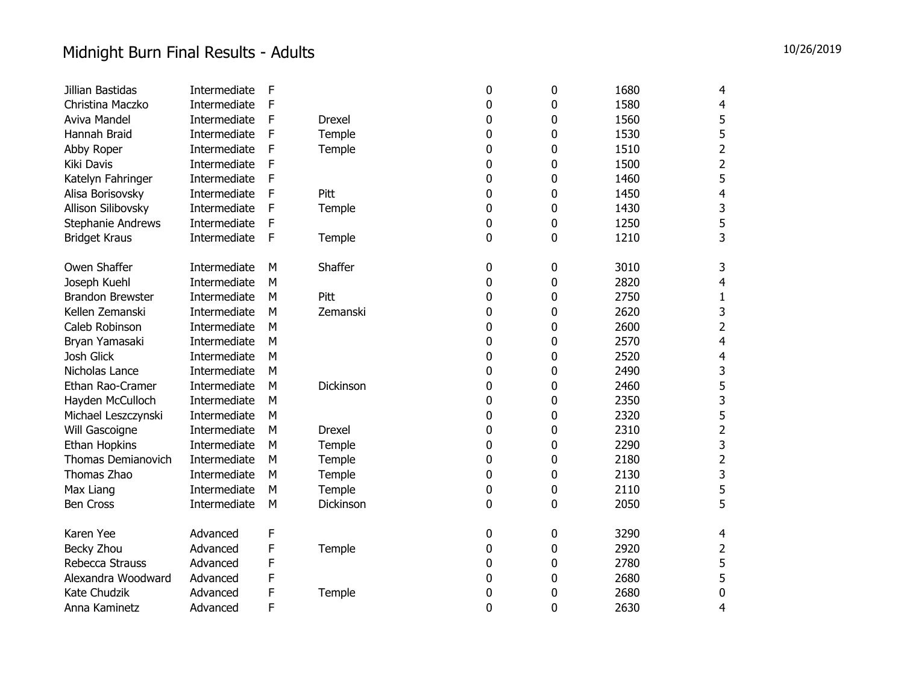# Midnight Burn Final Results - Adults

10/26/2019

| | | | | | | | |
|---|---|---|---|---|---|---|---|
| Jillian Bastidas | Intermediate | F | | 0 | 0 | 1680 | 4 |
| Christina Maczko | Intermediate | F | | 0 | 0 | 1580 | 4 |
| Aviva Mandel | Intermediate | F | Drexel | 0 | 0 | 1560 | 5 |
| Hannah Braid | Intermediate | F | Temple | 0 | 0 | 1530 | 5 |
| Abby Roper | Intermediate | F | Temple | 0 | 0 | 1510 | 2 |
| Kiki Davis | Intermediate | F | | 0 | 0 | 1500 | 2 |
| Katelyn Fahringer | Intermediate | F | | 0 | 0 | 1460 | 5 |
| Alisa Borisovsky | Intermediate | F | Pitt | 0 | 0 | 1450 | 4 |
| Allison Silibovsky | Intermediate | F | Temple | 0 | 0 | 1430 | 3 |
| Stephanie Andrews | Intermediate | F | | 0 | 0 | 1250 | 5 |
| Bridget Kraus | Intermediate | F | Temple | 0 | 0 | 1210 | 3 |
| | | | | | | | |
| Owen Shaffer | Intermediate | M | Shaffer | 0 | 0 | 3010 | 3 |
| Joseph Kuehl | Intermediate | M | | 0 | 0 | 2820 | 4 |
| Brandon Brewster | Intermediate | M | Pitt | 0 | 0 | 2750 | 1 |
| Kellen Zemanski | Intermediate | M | Zemanski | 0 | 0 | 2620 | 3 |
| Caleb Robinson | Intermediate | M | | 0 | 0 | 2600 | 2 |
| Bryan Yamasaki | Intermediate | M | | 0 | 0 | 2570 | 4 |
| Josh Glick | Intermediate | M | | 0 | 0 | 2520 | 4 |
| Nicholas Lance | Intermediate | M | | 0 | 0 | 2490 | 3 |
| Ethan Rao-Cramer | Intermediate | M | Dickinson | 0 | 0 | 2460 | 5 |
| Hayden McCulloch | Intermediate | M | | 0 | 0 | 2350 | 3 |
| Michael Leszczynski | Intermediate | M | | 0 | 0 | 2320 | 5 |
| Will Gascoigne | Intermediate | M | Drexel | 0 | 0 | 2310 | 2 |
| Ethan Hopkins | Intermediate | M | Temple | 0 | 0 | 2290 | 3 |
| Thomas Demianovich | Intermediate | M | Temple | 0 | 0 | 2180 | 2 |
| Thomas Zhao | Intermediate | M | Temple | 0 | 0 | 2130 | 3 |
| Max Liang | Intermediate | M | Temple | 0 | 0 | 2110 | 5 |
| Ben Cross | Intermediate | M | Dickinson | 0 | 0 | 2050 | 5 |
| | | | | | | | |
| Karen Yee | Advanced | F | | 0 | 0 | 3290 | 4 |
| Becky Zhou | Advanced | F | Temple | 0 | 0 | 2920 | 2 |
| Rebecca Strauss | Advanced | F | | 0 | 0 | 2780 | 5 |
| Alexandra Woodward | Advanced | F | | 0 | 0 | 2680 | 5 |
| Kate Chudzik | Advanced | F | Temple | 0 | 0 | 2680 | 0 |
| Anna Kaminetz | Advanced | F | | 0 | 0 | 2630 | 4 |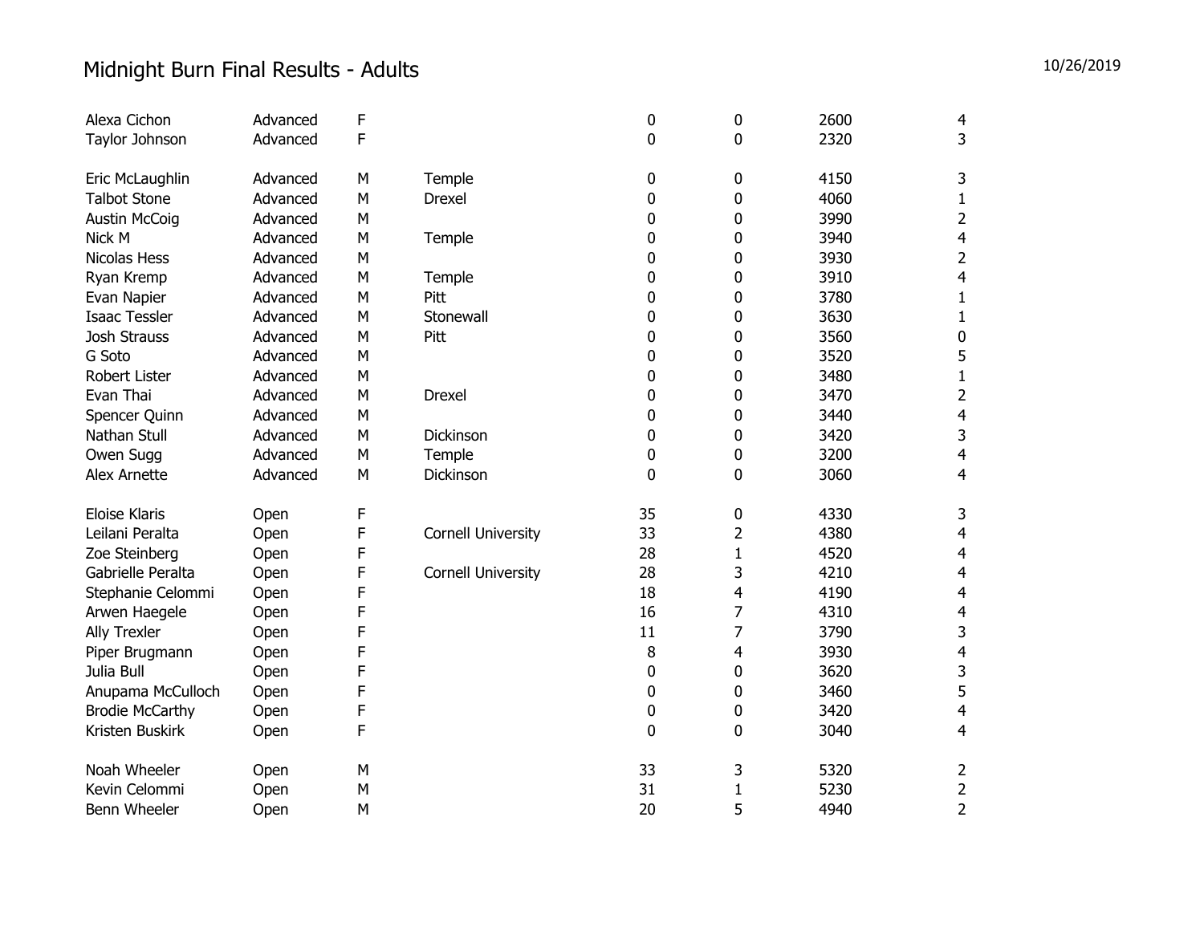# Midnight Burn Final Results - Adults

10/26/2019

| | | | | | | | |
|---|---|---|---|---|---|---|---|
| Alexa Cichon | Advanced | F | | 0 | 0 | 2600 | 4 |
| Taylor Johnson | Advanced | F | | 0 | 0 | 2320 | 3 |
| | | | | | | | |
| Eric McLaughlin | Advanced | M | Temple | 0 | 0 | 4150 | 3 |
| Talbot Stone | Advanced | M | Drexel | 0 | 0 | 4060 | 1 |
| Austin McCoig | Advanced | M | | 0 | 0 | 3990 | 2 |
| Nick M | Advanced | M | Temple | 0 | 0 | 3940 | 4 |
| Nicolas Hess | Advanced | M | | 0 | 0 | 3930 | 2 |
| Ryan Kremp | Advanced | M | Temple | 0 | 0 | 3910 | 4 |
| Evan Napier | Advanced | M | Pitt | 0 | 0 | 3780 | 1 |
| Isaac Tessler | Advanced | M | Stonewall | 0 | 0 | 3630 | 1 |
| Josh Strauss | Advanced | M | Pitt | 0 | 0 | 3560 | 0 |
| G Soto | Advanced | M | | 0 | 0 | 3520 | 5 |
| Robert Lister | Advanced | M | | 0 | 0 | 3480 | 1 |
| Evan Thai | Advanced | M | Drexel | 0 | 0 | 3470 | 2 |
| Spencer Quinn | Advanced | M | | 0 | 0 | 3440 | 4 |
| Nathan Stull | Advanced | M | Dickinson | 0 | 0 | 3420 | 3 |
| Owen Sugg | Advanced | M | Temple | 0 | 0 | 3200 | 4 |
| Alex Arnette | Advanced | M | Dickinson | 0 | 0 | 3060 | 4 |
| | | | | | | | |
| Eloise Klaris | Open | F | | 35 | 0 | 4330 | 3 |
| Leilani Peralta | Open | F | Cornell University | 33 | 2 | 4380 | 4 |
| Zoe Steinberg | Open | F | | 28 | 1 | 4520 | 4 |
| Gabrielle Peralta | Open | F | Cornell University | 28 | 3 | 4210 | 4 |
| Stephanie Celommi | Open | F | | 18 | 4 | 4190 | 4 |
| Arwen Haegele | Open | F | | 16 | 7 | 4310 | 4 |
| Ally Trexler | Open | F | | 11 | 7 | 3790 | 3 |
| Piper Brugmann | Open | F | | 8 | 4 | 3930 | 4 |
| Julia Bull | Open | F | | 0 | 0 | 3620 | 3 |
| Anupama McCulloch | Open | F | | 0 | 0 | 3460 | 5 |
| Brodie McCarthy | Open | F | | 0 | 0 | 3420 | 4 |
| Kristen Buskirk | Open | F | | 0 | 0 | 3040 | 4 |
| | | | | | | | |
| Noah Wheeler | Open | M | | 33 | 3 | 5320 | 2 |
| Kevin Celommi | Open | M | | 31 | 1 | 5230 | 2 |
| Benn Wheeler | Open | M | | 20 | 5 | 4940 | 2 |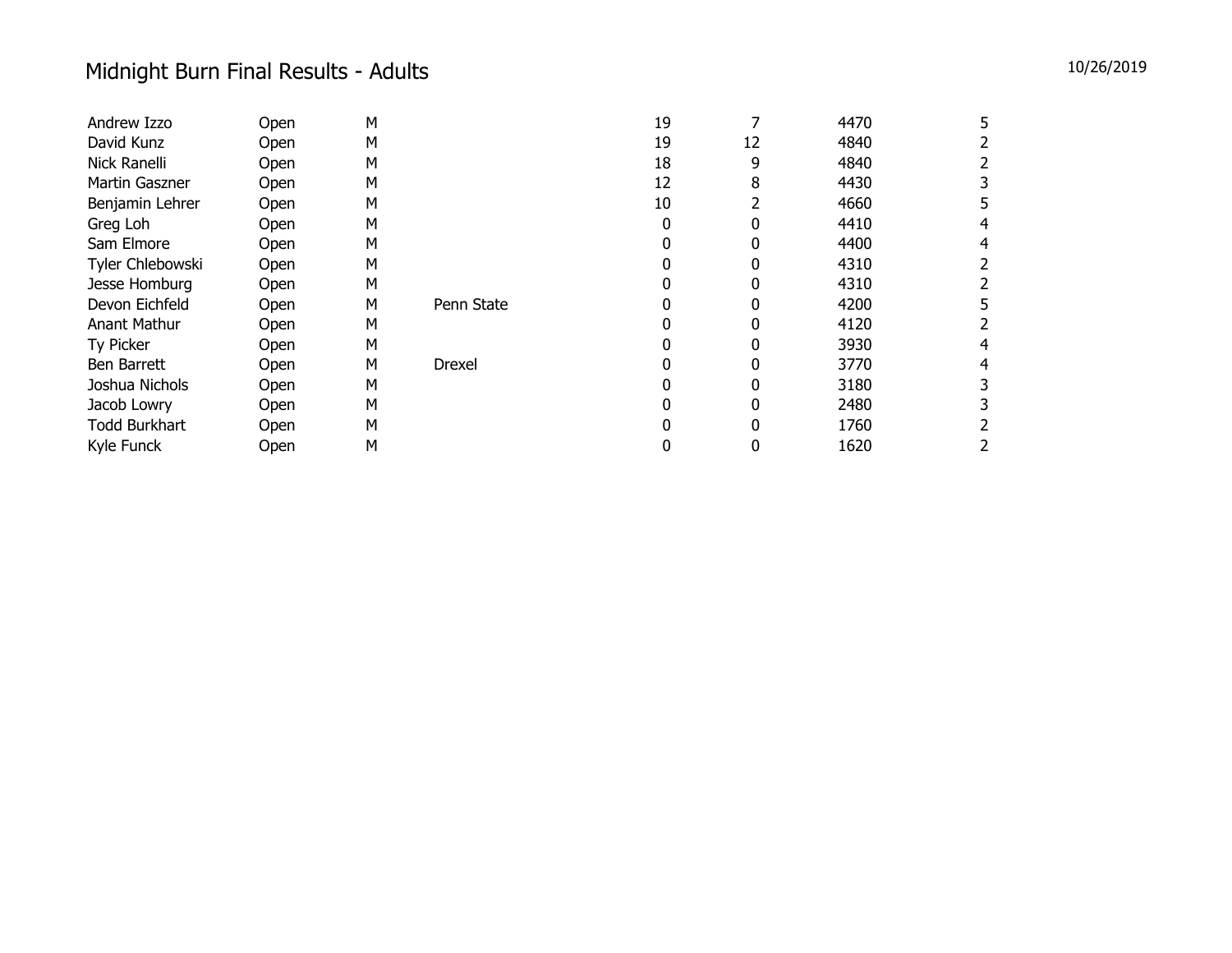Midnight Burn Final Results - Adults

10/26/2019

| | | | | | | | |
|---|---|---|---|---|---|---|---|
| Andrew Izzo | Open | M | | 19 | 7 | 4470 | 5 |
| David Kunz | Open | M | | 19 | 12 | 4840 | 2 |
| Nick Ranelli | Open | M | | 18 | 9 | 4840 | 2 |
| Martin Gaszner | Open | M | | 12 | 8 | 4430 | 3 |
| Benjamin Lehrer | Open | M | | 10 | 2 | 4660 | 5 |
| Greg Loh | Open | M | | 0 | 0 | 4410 | 4 |
| Sam Elmore | Open | M | | 0 | 0 | 4400 | 4 |
| Tyler Chlebowski | Open | M | | 0 | 0 | 4310 | 2 |
| Jesse Homburg | Open | M | | 0 | 0 | 4310 | 2 |
| Devon Eichfeld | Open | M | Penn State | 0 | 0 | 4200 | 5 |
| Anant Mathur | Open | M | | 0 | 0 | 4120 | 2 |
| Ty Picker | Open | M | | 0 | 0 | 3930 | 4 |
| Ben Barrett | Open | M | Drexel | 0 | 0 | 3770 | 4 |
| Joshua Nichols | Open | M | | 0 | 0 | 3180 | 3 |
| Jacob Lowry | Open | M | | 0 | 0 | 2480 | 3 |
| Todd Burkhart | Open | M | | 0 | 0 | 1760 | 2 |
| Kyle Funck | Open | M | | 0 | 0 | 1620 | 2 |